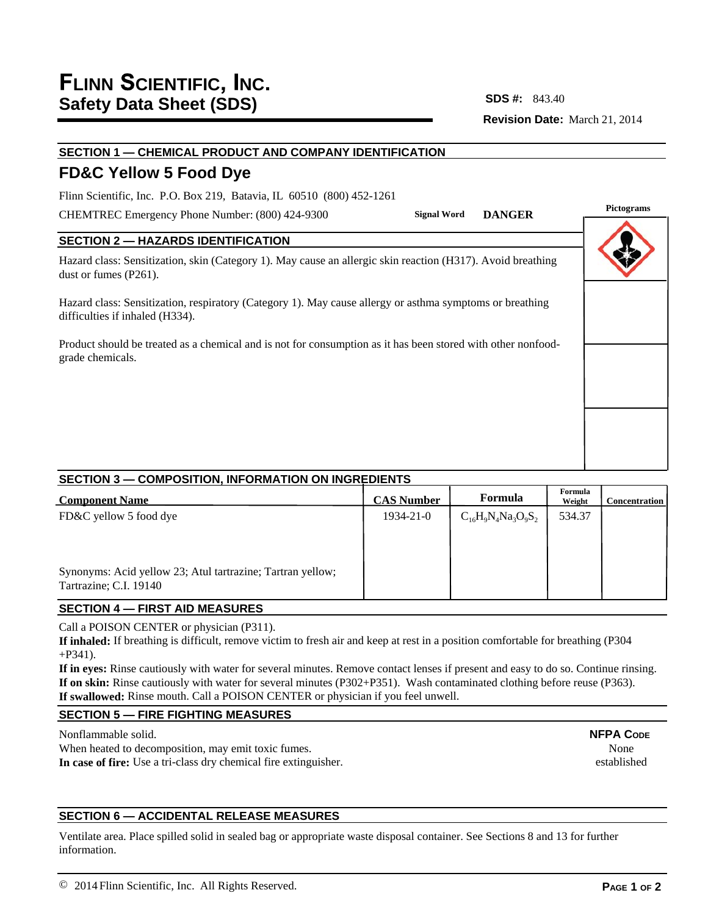# FLINN SCIENTIFIC, INC.
## Safety Data Sheet (SDS)

**SDS #:** 843.40

**Revision Date:** March 21, 2014

## SECTION 1 — CHEMICAL PRODUCT AND COMPANY IDENTIFICATION

### FD&C Yellow 5 Food Dye

Flinn Scientific, Inc. P.O. Box 219, Batavia, IL 60510 (800) 452-1261

CHEMTREC Emergency Phone Number: (800) 424-9300

**Signal Word** **DANGER**

**Pictograms**

## SECTION 2 — HAZARDS IDENTIFICATION

Hazard class: Sensitization, skin (Category 1). May cause an allergic skin reaction (H317). Avoid breathing dust or fumes (P261).

Hazard class: Sensitization, respiratory (Category 1). May cause allergy or asthma symptoms or breathing difficulties if inhaled (H334).

Product should be treated as a chemical and is not for consumption as it has been stored with other nonfood-grade chemicals.

## SECTION 3 — COMPOSITION, INFORMATION ON INGREDIENTS

| Component Name | CAS Number | Formula | Formula Weight | Concentration |
|---|---|---|---|---|
| FD&C yellow 5 food dye<br><br>Synonyms: Acid yellow 23; Atul tartrazine; Tartran yellow; Tartrazine; C.I. 19140 | 1934-21-0 | $C_{16}H_9N_4Na_3O_9S_2$ | 534.37 | |

## SECTION 4 — FIRST AID MEASURES

Call a POISON CENTER or physician (P311).
**If inhaled:** If breathing is difficult, remove victim to fresh air and keep at rest in a position comfortable for breathing (P304 +P341).
**If in eyes:** Rinse cautiously with water for several minutes. Remove contact lenses if present and easy to do so. Continue rinsing.
**If on skin:** Rinse cautiously with water for several minutes (P302+P351). Wash contaminated clothing before reuse (P363).
**If swallowed:** Rinse mouth. Call a POISON CENTER or physician if you feel unwell.

## SECTION 5 — FIRE FIGHTING MEASURES

Nonflammable solid.
When heated to decomposition, may emit toxic fumes.
**In case of fire:** Use a tri-class dry chemical fire extinguisher.

**NFPA CODE**
None established

## SECTION 6 — ACCIDENTAL RELEASE MEASURES

Ventilate area. Place spilled solid in sealed bag or appropriate waste disposal container. See Sections 8 and 13 for further information.

© 2014 Flinn Scientific, Inc. All Rights Reserved.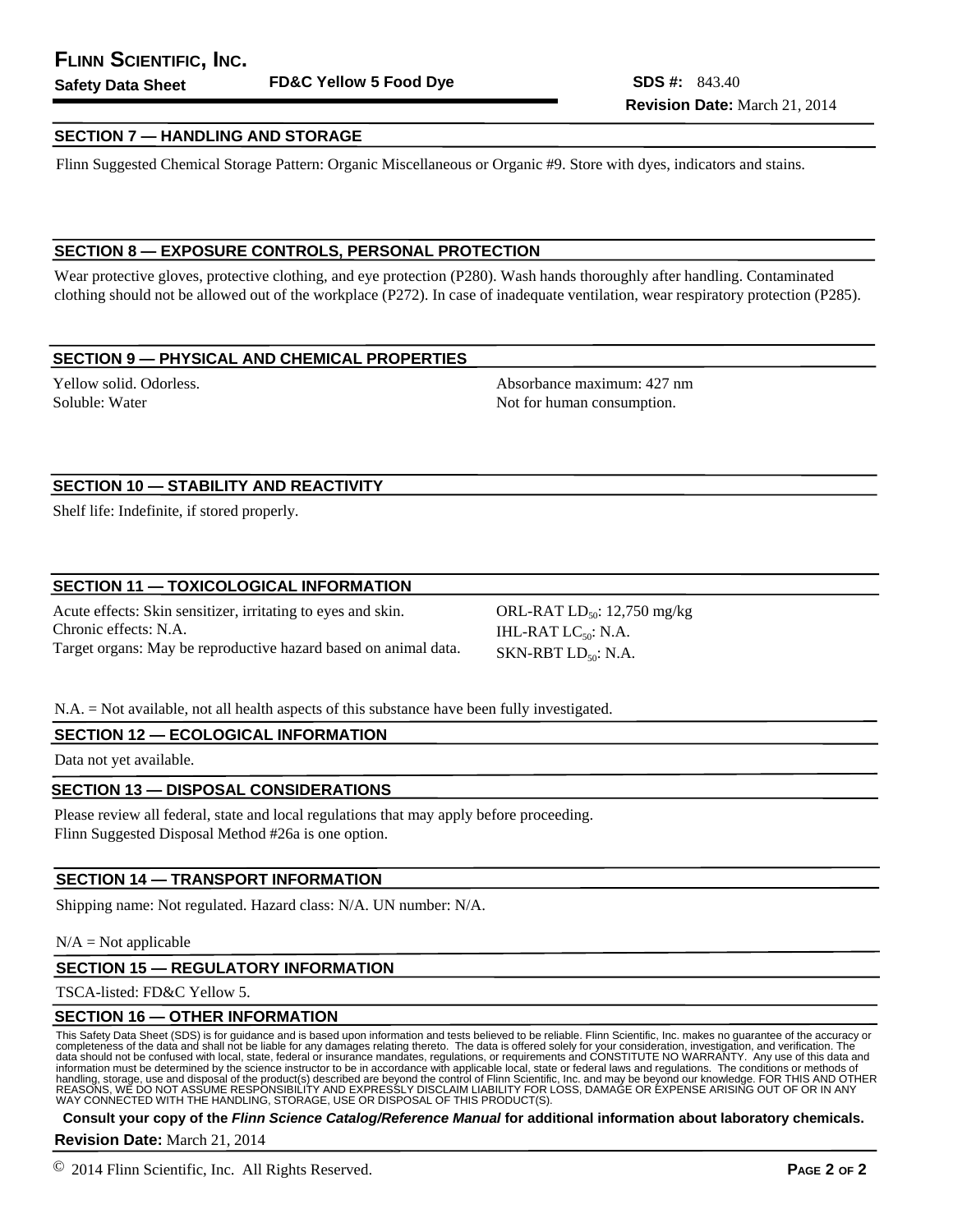## SECTION 7 — HANDLING AND STORAGE

Flinn Suggested Chemical Storage Pattern: Organic Miscellaneous or Organic #9. Store with dyes, indicators and stains.

## SECTION 8 — EXPOSURE CONTROLS, PERSONAL PROTECTION

Wear protective gloves, protective clothing, and eye protection (P280). Wash hands thoroughly after handling. Contaminated clothing should not be allowed out of the workplace (P272). In case of inadequate ventilation, wear respiratory protection (P285).

## SECTION 9 — PHYSICAL AND CHEMICAL PROPERTIES

Yellow solid. Odorless.
Soluble: Water

Absorbance maximum: 427 nm
Not for human consumption.

## SECTION 10 — STABILITY AND REACTIVITY

Shelf life: Indefinite, if stored properly.

## SECTION 11 — TOXICOLOGICAL INFORMATION

Acute effects: Skin sensitizer, irritating to eyes and skin.
Chronic effects: N.A.
Target organs: May be reproductive hazard based on animal data.

ORL-RAT $LD_{50}$: 12,750 mg/kg
IHL-RAT $LC_{50}$: N.A.
SKN-RBT $LD_{50}$: N.A.

N.A. = Not available, not all health aspects of this substance have been fully investigated.

## SECTION 12 — ECOLOGICAL INFORMATION

Data not yet available.

## SECTION 13 — DISPOSAL CONSIDERATIONS

Please review all federal, state and local regulations that may apply before proceeding.
Flinn Suggested Disposal Method #26a is one option.

## SECTION 14 — TRANSPORT INFORMATION

Shipping name: Not regulated. Hazard class: N/A. UN number: N/A.

N/A = Not applicable

## SECTION 15 — REGULATORY INFORMATION

TSCA-listed: FD&C Yellow 5.

## SECTION 16 — OTHER INFORMATION

This Safety Data Sheet (SDS) is for guidance and is based upon information and tests believed to be reliable. Flinn Scientific, Inc. makes no guarantee of the accuracy or completeness of the data and shall not be liable for any damages relating thereto. The data is offered solely for your consideration, investigation, and verification. The data should not be confused with local, state, federal or insurance mandates, regulations, or requirements and CONSTITUTE NO WARRANTY. Any use of this data and information must be determined by the science instructor to be in accordance with applicable local, state or federal laws and regulations. The conditions or methods of handling, storage, use and disposal of the product(s) described are beyond the control of Flinn Scientific, Inc. and may be beyond our knowledge. FOR THIS AND OTHER REASONS, WE DO NOT ASSUME RESPONSIBILITY AND EXPRESSLY DISCLAIM LIABILITY FOR LOSS, DAMAGE OR EXPENSE ARISING OUT OF OR IN ANY WAY CONNECTED WITH THE HANDLING, STORAGE, USE OR DISPOSAL OF THIS PRODUCT(S).

**Consult your copy of the *Flinn Science Catalog/Reference Manual* for additional information about laboratory chemicals.**

**Revision Date:** March 21, 2014

© 2014 Flinn Scientific, Inc. All Rights Reserved.